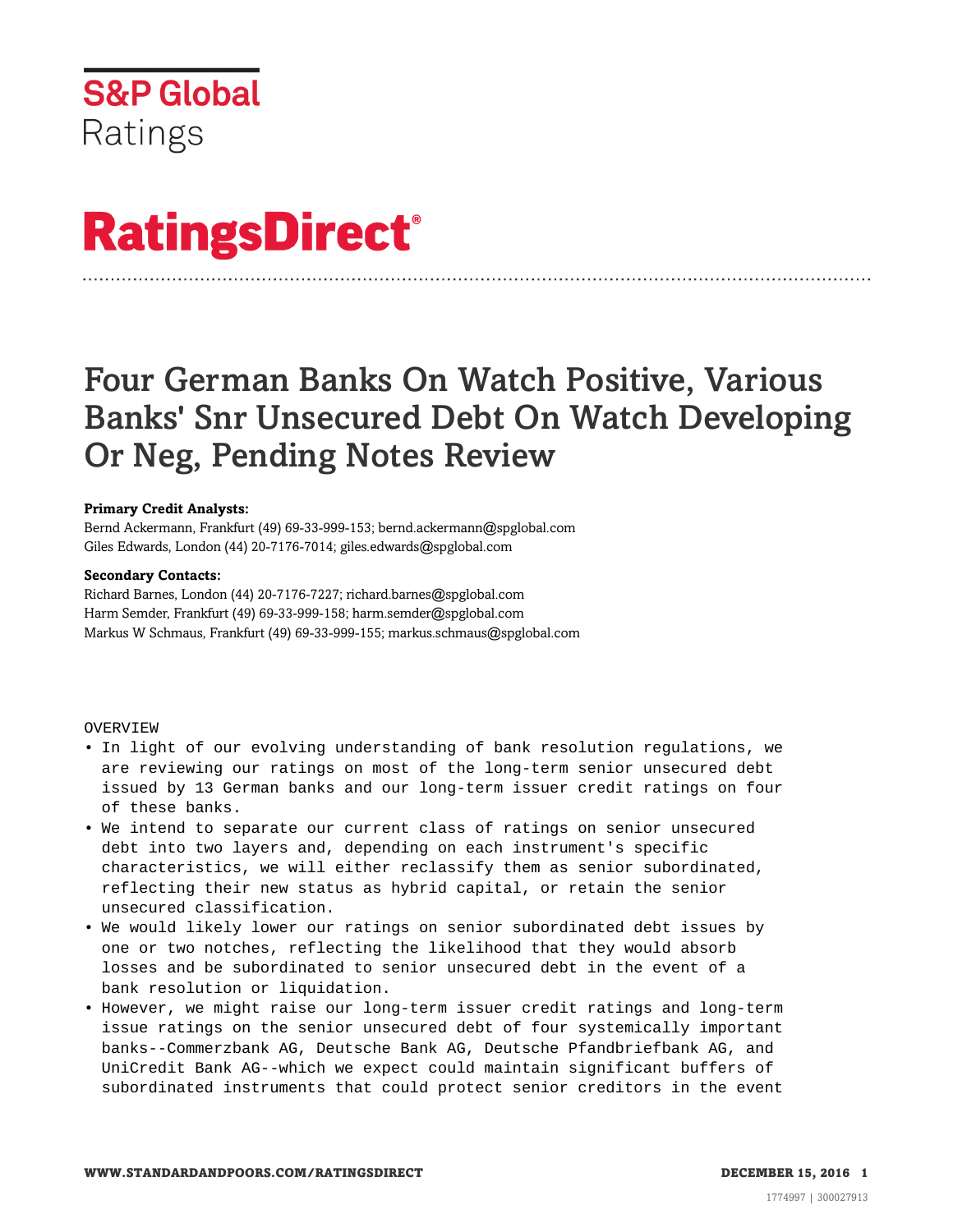S&P Global Ratings

# RatingsDirect®

# Four German Banks On Watch Positive, Various Banks' Snr Unsecured Debt On Watch Developing Or Neg, Pending Notes Review

**Primary Credit Analysts:**
Bernd Ackermann, Frankfurt (49) 69-33-999-153; bernd.ackermann@spglobal.com
Giles Edwards, London (44) 20-7176-7014; giles.edwards@spglobal.com

**Secondary Contacts:**
Richard Barnes, London (44) 20-7176-7227; richard.barnes@spglobal.com
Harm Semder, Frankfurt (49) 69-33-999-158; harm.semder@spglobal.com
Markus W Schmaus, Frankfurt (49) 69-33-999-155; markus.schmaus@spglobal.com

OVERVIEW

- In light of our evolving understanding of bank resolution regulations, we are reviewing our ratings on most of the long-term senior unsecured debt issued by 13 German banks and our long-term issuer credit ratings on four of these banks.
- We intend to separate our current class of ratings on senior unsecured debt into two layers and, depending on each instrument's specific characteristics, we will either reclassify them as senior subordinated, reflecting their new status as hybrid capital, or retain the senior unsecured classification.
- We would likely lower our ratings on senior subordinated debt issues by one or two notches, reflecting the likelihood that they would absorb losses and be subordinated to senior unsecured debt in the event of a bank resolution or liquidation.
- However, we might raise our long-term issuer credit ratings and long-term issue ratings on the senior unsecured debt of four systemically important banks--Commerzbank AG, Deutsche Bank AG, Deutsche Pfandbriefbank AG, and UniCredit Bank AG--which we expect could maintain significant buffers of subordinated instruments that could protect senior creditors in the event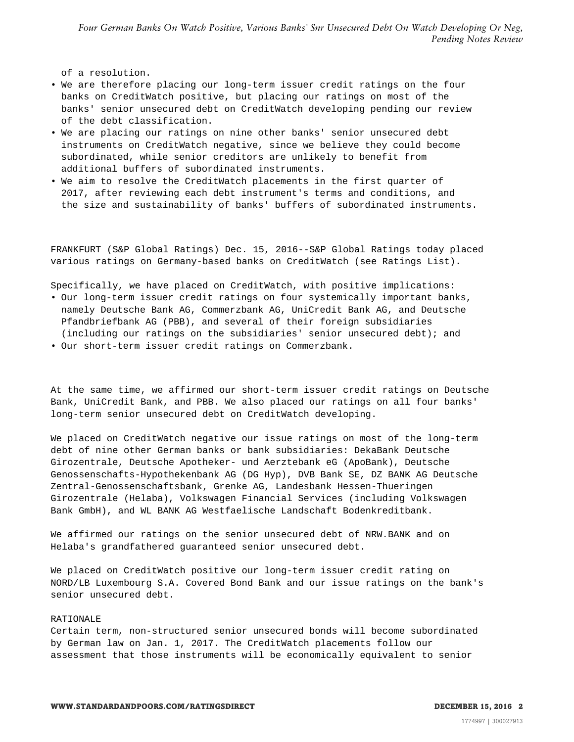of a resolution.

- We are therefore placing our long-term issuer credit ratings on the four banks on CreditWatch positive, but placing our ratings on most of the banks' senior unsecured debt on CreditWatch developing pending our review of the debt classification.
- We are placing our ratings on nine other banks' senior unsecured debt instruments on CreditWatch negative, since we believe they could become subordinated, while senior creditors are unlikely to benefit from additional buffers of subordinated instruments.
- We aim to resolve the CreditWatch placements in the first quarter of 2017, after reviewing each debt instrument's terms and conditions, and the size and sustainability of banks' buffers of subordinated instruments.

FRANKFURT (S&P Global Ratings) Dec. 15, 2016--S&P Global Ratings today placed various ratings on Germany-based banks on CreditWatch (see Ratings List).

Specifically, we have placed on CreditWatch, with positive implications:

- Our long-term issuer credit ratings on four systemically important banks, namely Deutsche Bank AG, Commerzbank AG, UniCredit Bank AG, and Deutsche Pfandbriefbank AG (PBB), and several of their foreign subsidiaries (including our ratings on the subsidiaries' senior unsecured debt); and
- Our short-term issuer credit ratings on Commerzbank.

At the same time, we affirmed our short-term issuer credit ratings on Deutsche Bank, UniCredit Bank, and PBB. We also placed our ratings on all four banks' long-term senior unsecured debt on CreditWatch developing.

We placed on CreditWatch negative our issue ratings on most of the long-term debt of nine other German banks or bank subsidiaries: DekaBank Deutsche Girozentrale, Deutsche Apotheker- und Aerztebank eG (ApoBank), Deutsche Genossenschafts-Hypothekenbank AG (DG Hyp), DVB Bank SE, DZ BANK AG Deutsche Zentral-Genossenschaftsbank, Grenke AG, Landesbank Hessen-Thueringen Girozentrale (Helaba), Volkswagen Financial Services (including Volkswagen Bank GmbH), and WL BANK AG Westfaelische Landschaft Bodenkreditbank.

We affirmed our ratings on the senior unsecured debt of NRW.BANK and on Helaba's grandfathered guaranteed senior unsecured debt.

We placed on CreditWatch positive our long-term issuer credit rating on NORD/LB Luxembourg S.A. Covered Bond Bank and our issue ratings on the bank's senior unsecured debt.

## RATIONALE

Certain term, non-structured senior unsecured bonds will become subordinated by German law on Jan. 1, 2017. The CreditWatch placements follow our assessment that those instruments will be economically equivalent to senior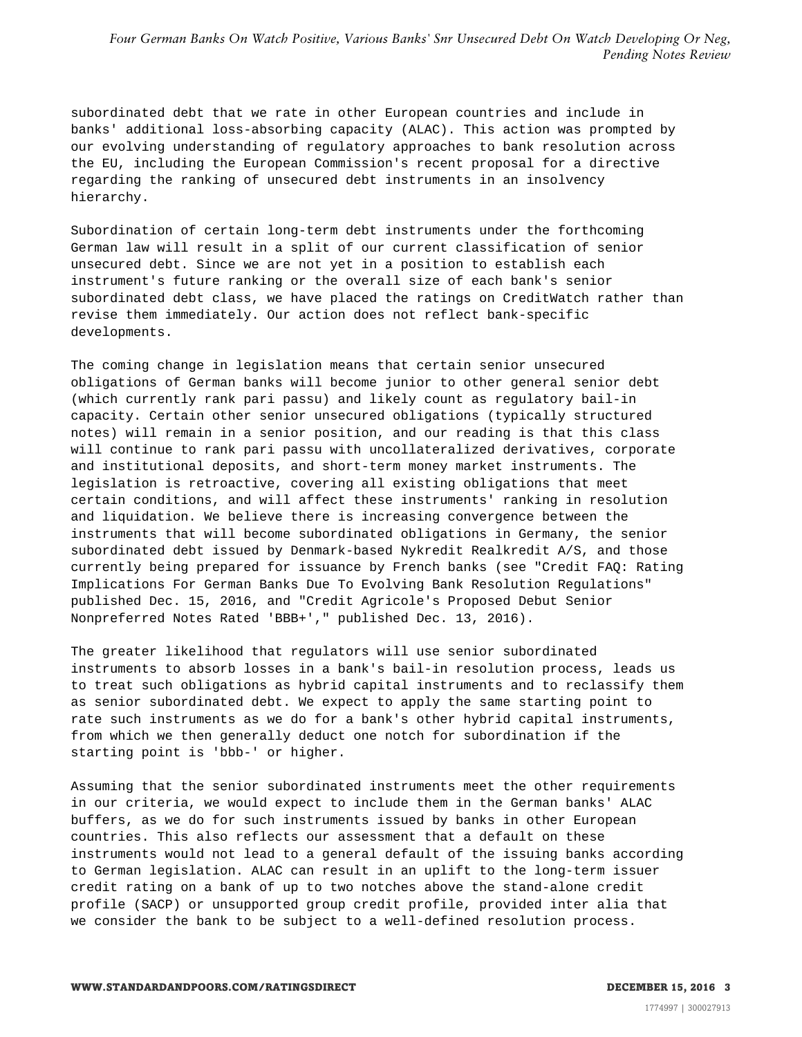subordinated debt that we rate in other European countries and include in banks' additional loss-absorbing capacity (ALAC). This action was prompted by our evolving understanding of regulatory approaches to bank resolution across the EU, including the European Commission's recent proposal for a directive regarding the ranking of unsecured debt instruments in an insolvency hierarchy.

Subordination of certain long-term debt instruments under the forthcoming German law will result in a split of our current classification of senior unsecured debt. Since we are not yet in a position to establish each instrument's future ranking or the overall size of each bank's senior subordinated debt class, we have placed the ratings on CreditWatch rather than revise them immediately. Our action does not reflect bank-specific developments.

The coming change in legislation means that certain senior unsecured obligations of German banks will become junior to other general senior debt (which currently rank pari passu) and likely count as regulatory bail-in capacity. Certain other senior unsecured obligations (typically structured notes) will remain in a senior position, and our reading is that this class will continue to rank pari passu with uncollateralized derivatives, corporate and institutional deposits, and short-term money market instruments. The legislation is retroactive, covering all existing obligations that meet certain conditions, and will affect these instruments' ranking in resolution and liquidation. We believe there is increasing convergence between the instruments that will become subordinated obligations in Germany, the senior subordinated debt issued by Denmark-based Nykredit Realkredit A/S, and those currently being prepared for issuance by French banks (see "Credit FAQ: Rating Implications For German Banks Due To Evolving Bank Resolution Regulations" published Dec. 15, 2016, and "Credit Agricole's Proposed Debut Senior Nonpreferred Notes Rated 'BBB+'," published Dec. 13, 2016).

The greater likelihood that regulators will use senior subordinated instruments to absorb losses in a bank's bail-in resolution process, leads us to treat such obligations as hybrid capital instruments and to reclassify them as senior subordinated debt. We expect to apply the same starting point to rate such instruments as we do for a bank's other hybrid capital instruments, from which we then generally deduct one notch for subordination if the starting point is 'bbb-' or higher.

Assuming that the senior subordinated instruments meet the other requirements in our criteria, we would expect to include them in the German banks' ALAC buffers, as we do for such instruments issued by banks in other European countries. This also reflects our assessment that a default on these instruments would not lead to a general default of the issuing banks according to German legislation. ALAC can result in an uplift to the long-term issuer credit rating on a bank of up to two notches above the stand-alone credit profile (SACP) or unsupported group credit profile, provided inter alia that we consider the bank to be subject to a well-defined resolution process.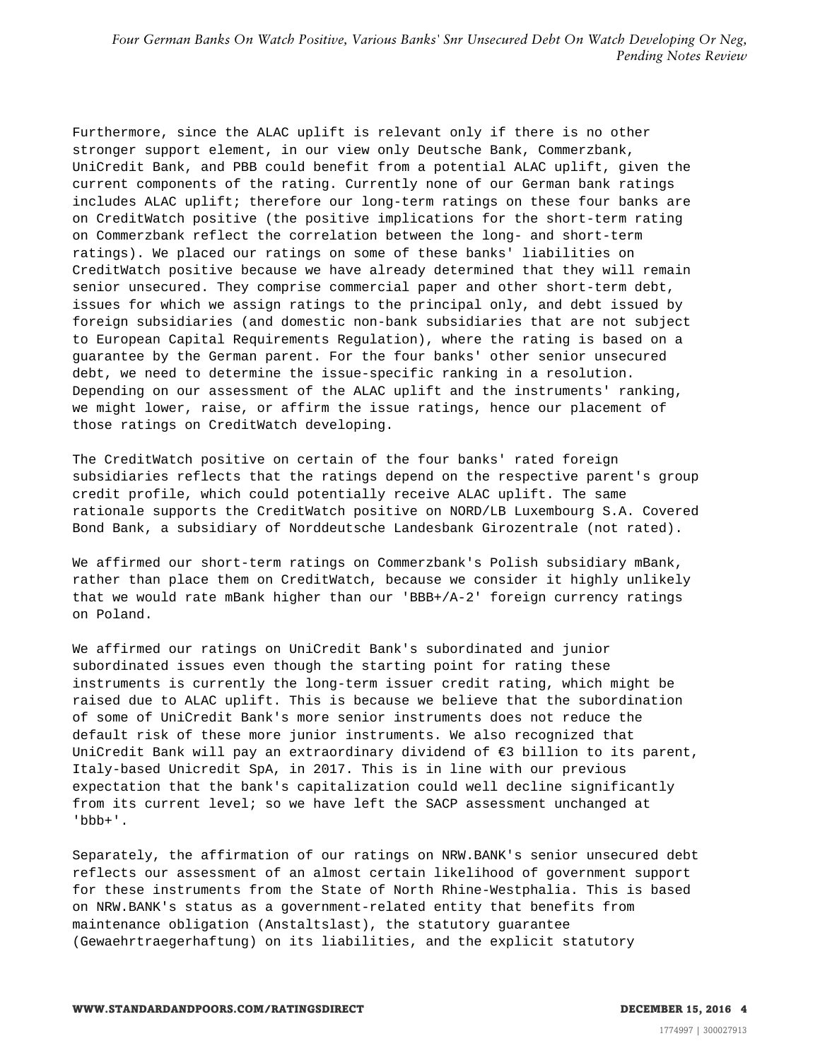Furthermore, since the ALAC uplift is relevant only if there is no other stronger support element, in our view only Deutsche Bank, Commerzbank, UniCredit Bank, and PBB could benefit from a potential ALAC uplift, given the current components of the rating. Currently none of our German bank ratings includes ALAC uplift; therefore our long-term ratings on these four banks are on CreditWatch positive (the positive implications for the short-term rating on Commerzbank reflect the correlation between the long- and short-term ratings). We placed our ratings on some of these banks' liabilities on CreditWatch positive because we have already determined that they will remain senior unsecured. They comprise commercial paper and other short-term debt, issues for which we assign ratings to the principal only, and debt issued by foreign subsidiaries (and domestic non-bank subsidiaries that are not subject to European Capital Requirements Regulation), where the rating is based on a guarantee by the German parent. For the four banks' other senior unsecured debt, we need to determine the issue-specific ranking in a resolution. Depending on our assessment of the ALAC uplift and the instruments' ranking, we might lower, raise, or affirm the issue ratings, hence our placement of those ratings on CreditWatch developing.

The CreditWatch positive on certain of the four banks' rated foreign subsidiaries reflects that the ratings depend on the respective parent's group credit profile, which could potentially receive ALAC uplift. The same rationale supports the CreditWatch positive on NORD/LB Luxembourg S.A. Covered Bond Bank, a subsidiary of Norddeutsche Landesbank Girozentrale (not rated).

We affirmed our short-term ratings on Commerzbank's Polish subsidiary mBank, rather than place them on CreditWatch, because we consider it highly unlikely that we would rate mBank higher than our 'BBB+/A-2' foreign currency ratings on Poland.

We affirmed our ratings on UniCredit Bank's subordinated and junior subordinated issues even though the starting point for rating these instruments is currently the long-term issuer credit rating, which might be raised due to ALAC uplift. This is because we believe that the subordination of some of UniCredit Bank's more senior instruments does not reduce the default risk of these more junior instruments. We also recognized that UniCredit Bank will pay an extraordinary dividend of €3 billion to its parent, Italy-based Unicredit SpA, in 2017. This is in line with our previous expectation that the bank's capitalization could well decline significantly from its current level; so we have left the SACP assessment unchanged at 'bbb+'.

Separately, the affirmation of our ratings on NRW.BANK's senior unsecured debt reflects our assessment of an almost certain likelihood of government support for these instruments from the State of North Rhine-Westphalia. This is based on NRW.BANK's status as a government-related entity that benefits from maintenance obligation (Anstaltslast), the statutory guarantee (Gewaehrtraegerhaftung) on its liabilities, and the explicit statutory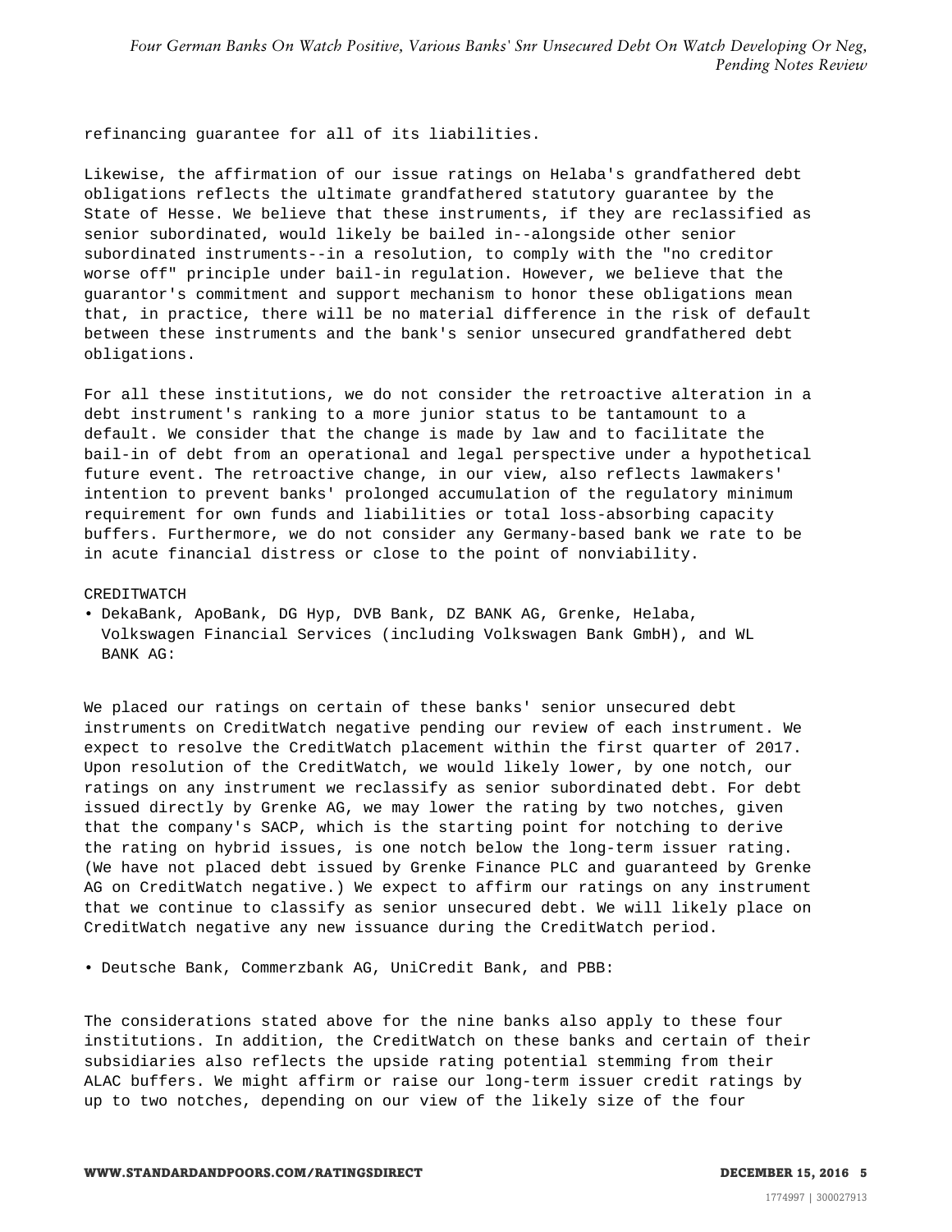refinancing guarantee for all of its liabilities.

Likewise, the affirmation of our issue ratings on Helaba's grandfathered debt obligations reflects the ultimate grandfathered statutory guarantee by the State of Hesse. We believe that these instruments, if they are reclassified as senior subordinated, would likely be bailed in--alongside other senior subordinated instruments--in a resolution, to comply with the "no creditor worse off" principle under bail-in regulation. However, we believe that the guarantor's commitment and support mechanism to honor these obligations mean that, in practice, there will be no material difference in the risk of default between these instruments and the bank's senior unsecured grandfathered debt obligations.

For all these institutions, we do not consider the retroactive alteration in a debt instrument's ranking to a more junior status to be tantamount to a default. We consider that the change is made by law and to facilitate the bail-in of debt from an operational and legal perspective under a hypothetical future event. The retroactive change, in our view, also reflects lawmakers' intention to prevent banks' prolonged accumulation of the regulatory minimum requirement for own funds and liabilities or total loss-absorbing capacity buffers. Furthermore, we do not consider any Germany-based bank we rate to be in acute financial distress or close to the point of nonviability.

CREDITWATCH

- DekaBank, ApoBank, DG Hyp, DVB Bank, DZ BANK AG, Grenke, Helaba, Volkswagen Financial Services (including Volkswagen Bank GmbH), and WL BANK AG:

We placed our ratings on certain of these banks' senior unsecured debt instruments on CreditWatch negative pending our review of each instrument. We expect to resolve the CreditWatch placement within the first quarter of 2017. Upon resolution of the CreditWatch, we would likely lower, by one notch, our ratings on any instrument we reclassify as senior subordinated debt. For debt issued directly by Grenke AG, we may lower the rating by two notches, given that the company's SACP, which is the starting point for notching to derive the rating on hybrid issues, is one notch below the long-term issuer rating. (We have not placed debt issued by Grenke Finance PLC and guaranteed by Grenke AG on CreditWatch negative.) We expect to affirm our ratings on any instrument that we continue to classify as senior unsecured debt. We will likely place on CreditWatch negative any new issuance during the CreditWatch period.

- Deutsche Bank, Commerzbank AG, UniCredit Bank, and PBB:

The considerations stated above for the nine banks also apply to these four institutions. In addition, the CreditWatch on these banks and certain of their subsidiaries also reflects the upside rating potential stemming from their ALAC buffers. We might affirm or raise our long-term issuer credit ratings by up to two notches, depending on our view of the likely size of the four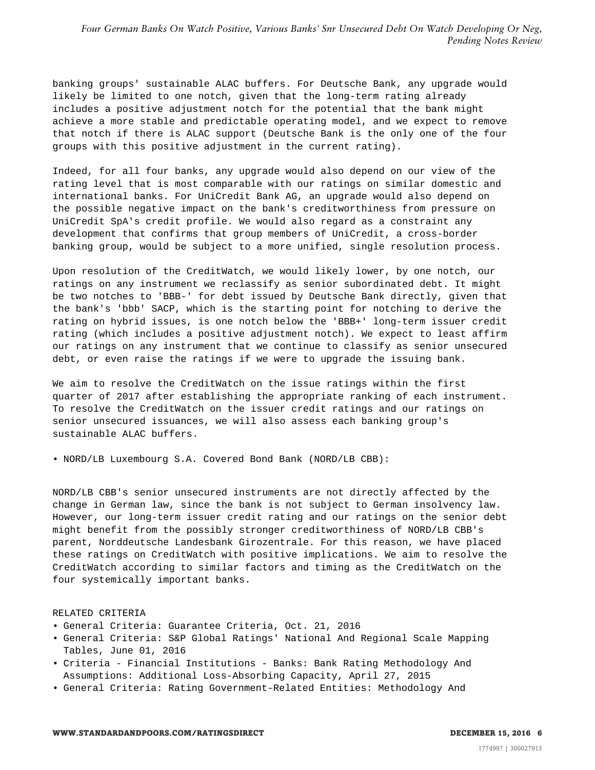banking groups' sustainable ALAC buffers. For Deutsche Bank, any upgrade would likely be limited to one notch, given that the long-term rating already includes a positive adjustment notch for the potential that the bank might achieve a more stable and predictable operating model, and we expect to remove that notch if there is ALAC support (Deutsche Bank is the only one of the four groups with this positive adjustment in the current rating).

Indeed, for all four banks, any upgrade would also depend on our view of the rating level that is most comparable with our ratings on similar domestic and international banks. For UniCredit Bank AG, an upgrade would also depend on the possible negative impact on the bank's creditworthiness from pressure on UniCredit SpA's credit profile. We would also regard as a constraint any development that confirms that group members of UniCredit, a cross-border banking group, would be subject to a more unified, single resolution process.

Upon resolution of the CreditWatch, we would likely lower, by one notch, our ratings on any instrument we reclassify as senior subordinated debt. It might be two notches to 'BBB-' for debt issued by Deutsche Bank directly, given that the bank's 'bbb' SACP, which is the starting point for notching to derive the rating on hybrid issues, is one notch below the 'BBB+' long-term issuer credit rating (which includes a positive adjustment notch). We expect to least affirm our ratings on any instrument that we continue to classify as senior unsecured debt, or even raise the ratings if we were to upgrade the issuing bank.

We aim to resolve the CreditWatch on the issue ratings within the first quarter of 2017 after establishing the appropriate ranking of each instrument. To resolve the CreditWatch on the issuer credit ratings and our ratings on senior unsecured issuances, we will also assess each banking group's sustainable ALAC buffers.

- NORD/LB Luxembourg S.A. Covered Bond Bank (NORD/LB CBB):

NORD/LB CBB's senior unsecured instruments are not directly affected by the change in German law, since the bank is not subject to German insolvency law. However, our long-term issuer credit rating and our ratings on the senior debt might benefit from the possibly stronger creditworthiness of NORD/LB CBB's parent, Norddeutsche Landesbank Girozentrale. For this reason, we have placed these ratings on CreditWatch with positive implications. We aim to resolve the CreditWatch according to similar factors and timing as the CreditWatch on the four systemically important banks.

RELATED CRITERIA

- General Criteria: Guarantee Criteria, Oct. 21, 2016
- General Criteria: S&P Global Ratings' National And Regional Scale Mapping Tables, June 01, 2016
- Criteria - Financial Institutions - Banks: Bank Rating Methodology And Assumptions: Additional Loss-Absorbing Capacity, April 27, 2015
- General Criteria: Rating Government-Related Entities: Methodology And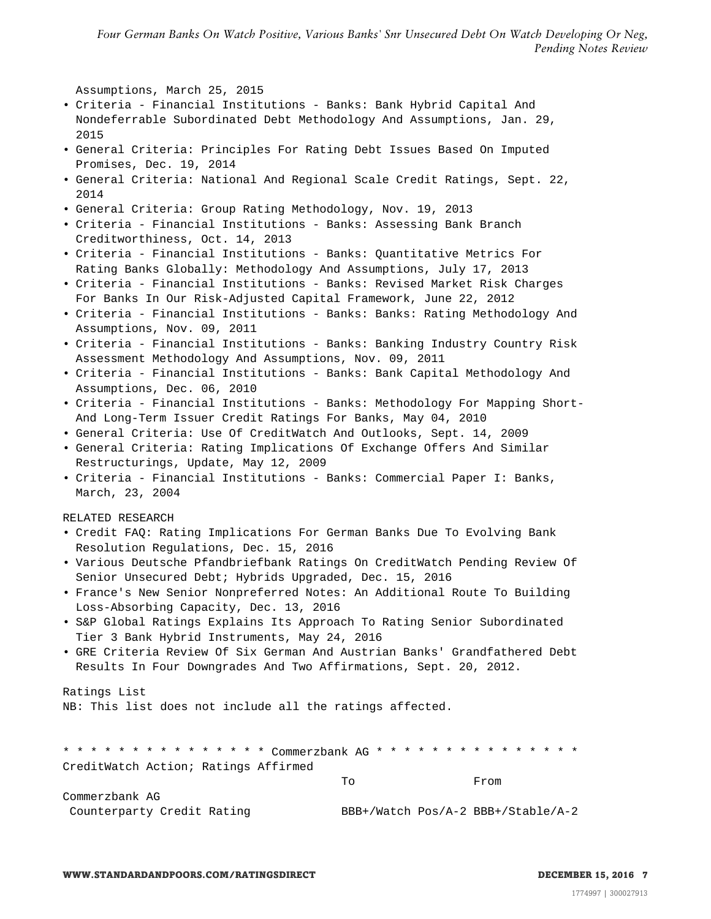Assumptions, March 25, 2015

- Criteria - Financial Institutions - Banks: Bank Hybrid Capital And Nondeferrable Subordinated Debt Methodology And Assumptions, Jan. 29, 2015
- General Criteria: Principles For Rating Debt Issues Based On Imputed Promises, Dec. 19, 2014
- General Criteria: National And Regional Scale Credit Ratings, Sept. 22, 2014
- General Criteria: Group Rating Methodology, Nov. 19, 2013
- Criteria - Financial Institutions - Banks: Assessing Bank Branch Creditworthiness, Oct. 14, 2013
- Criteria - Financial Institutions - Banks: Quantitative Metrics For Rating Banks Globally: Methodology And Assumptions, July 17, 2013
- Criteria - Financial Institutions - Banks: Revised Market Risk Charges For Banks In Our Risk-Adjusted Capital Framework, June 22, 2012
- Criteria - Financial Institutions - Banks: Banks: Rating Methodology And Assumptions, Nov. 09, 2011
- Criteria - Financial Institutions - Banks: Banking Industry Country Risk Assessment Methodology And Assumptions, Nov. 09, 2011
- Criteria - Financial Institutions - Banks: Bank Capital Methodology And Assumptions, Dec. 06, 2010
- Criteria - Financial Institutions - Banks: Methodology For Mapping Short- And Long-Term Issuer Credit Ratings For Banks, May 04, 2010
- General Criteria: Use Of CreditWatch And Outlooks, Sept. 14, 2009
- General Criteria: Rating Implications Of Exchange Offers And Similar Restructurings, Update, May 12, 2009
- Criteria - Financial Institutions - Banks: Commercial Paper I: Banks, March, 23, 2004

RELATED RESEARCH

- Credit FAQ: Rating Implications For German Banks Due To Evolving Bank Resolution Regulations, Dec. 15, 2016
- Various Deutsche Pfandbriefbank Ratings On CreditWatch Pending Review Of Senior Unsecured Debt; Hybrids Upgraded, Dec. 15, 2016
- France's New Senior Nonpreferred Notes: An Additional Route To Building Loss-Absorbing Capacity, Dec. 13, 2016
- S&P Global Ratings Explains Its Approach To Rating Senior Subordinated Tier 3 Bank Hybrid Instruments, May 24, 2016
- GRE Criteria Review Of Six German And Austrian Banks' Grandfathered Debt Results In Four Downgrades And Two Affirmations, Sept. 20, 2012.

Ratings List
NB: This list does not include all the ratings affected.

* * * * * * * * * * * * * * * Commerzbank AG * * * * * * * * * * * * * * *

CreditWatch Action; Ratings Affirmed

| | To | From |
|---|---|---|
| Commerzbank AG | | |
| Counterparty Credit Rating | BBB+/Watch Pos/A-2 | BBB+/Stable/A-2 |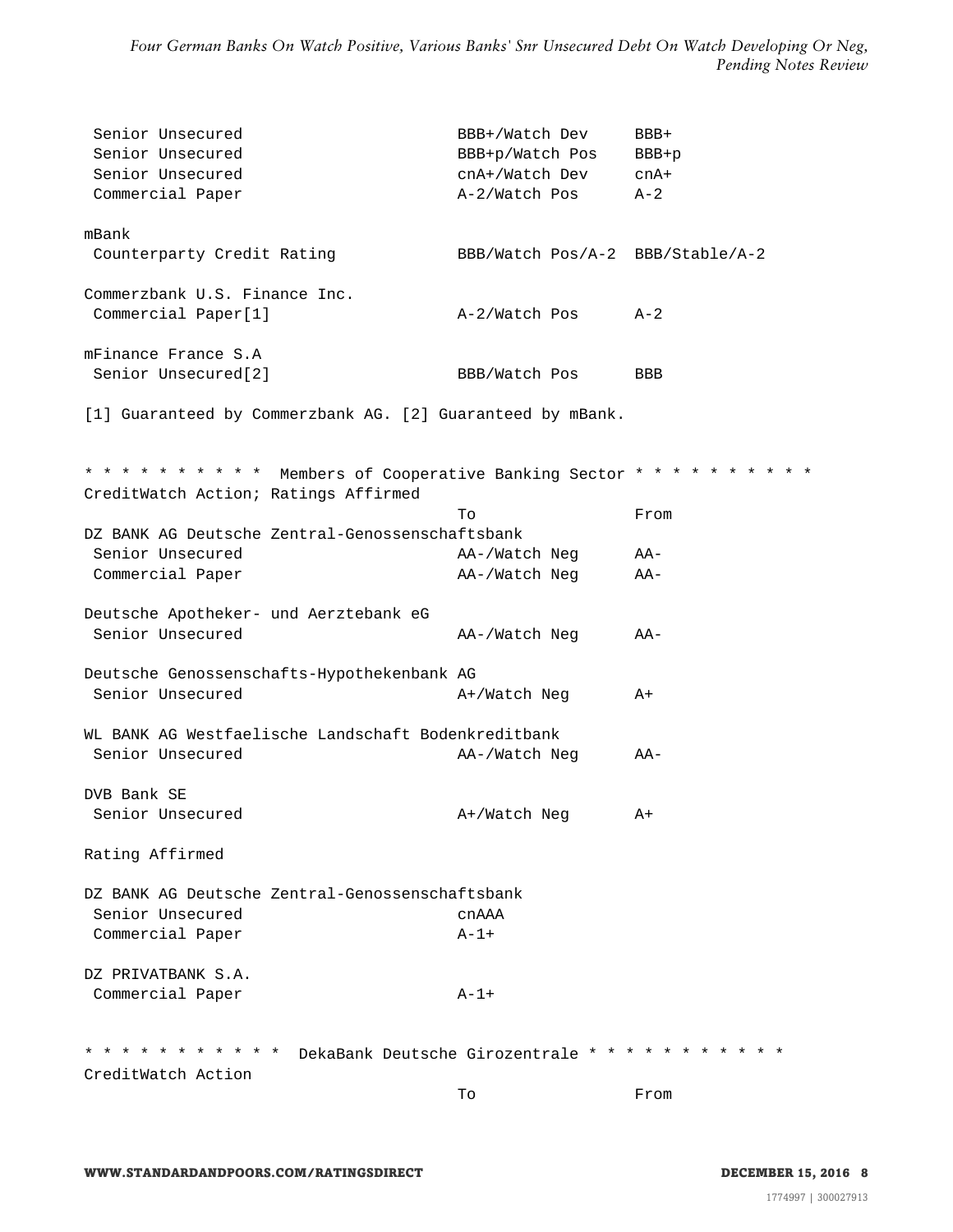| | | |
|---|---|---|
| Senior Unsecured | BBB+/Watch Dev | BBB+ |
| Senior Unsecured | BBB+p/Watch Pos | BBB+p |
| Senior Unsecured | cnA+/Watch Dev | cnA+ |
| Commercial Paper | A-2/Watch Pos | A-2 |
| **mBank** | | |
| Counterparty Credit Rating | BBB/Watch Pos/A-2 | BBB/Stable/A-2 |
| **Commerzbank U.S. Finance Inc.** | | |
| Commercial Paper[1] | A-2/Watch Pos | A-2 |
| **mFinance France S.A** | | |
| Senior Unsecured[2] | BBB/Watch Pos | BBB |

[1] Guaranteed by Commerzbank AG. [2] Guaranteed by mBank.

* * * * * * * * * * Members of Cooperative Banking Sector * * * * * * * * * *

CreditWatch Action; Ratings Affirmed

| | To | From |
|---|---|---|
| **DZ BANK AG Deutsche Zentral-Genossenschaftsbank** | | |
| Senior Unsecured | AA-/Watch Neg | AA- |
| Commercial Paper | AA-/Watch Neg | AA- |
| **Deutsche Apotheker- und Aerztebank eG** | | |
| Senior Unsecured | AA-/Watch Neg | AA- |
| **Deutsche Genossenschafts-Hypothekenbank AG** | | |
| Senior Unsecured | A+/Watch Neg | A+ |
| **WL BANK AG Westfaelische Landschaft Bodenkreditbank** | | |
| Senior Unsecured | AA-/Watch Neg | AA- |
| **DVB Bank SE** | | |
| Senior Unsecured | A+/Watch Neg | A+ |

Rating Affirmed

| | |
|---|---|
| **DZ BANK AG Deutsche Zentral-Genossenschaftsbank** | |
| Senior Unsecured | cnAAA |
| Commercial Paper | A-1+ |
| **DZ PRIVATBANK S.A.** | |
| Commercial Paper | A-1+ |

* * * * * * * * * * * DekaBank Deutsche Girozentrale * * * * * * * * * * *

CreditWatch Action

| | To | From |
|---|---|---|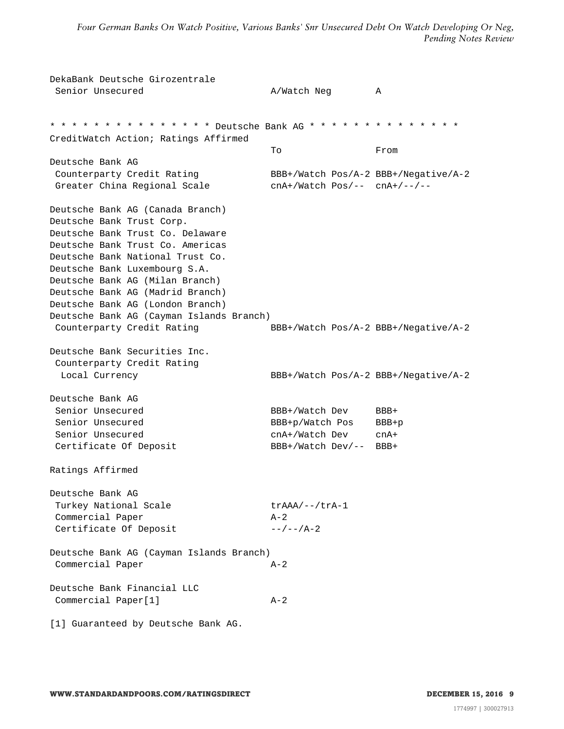| | | |
|---|---|---|
| DekaBank Deutsche Girozentrale | | |
| Senior Unsecured | A/Watch Neg | A |

* * * * * * * * * * * * * * * Deutsche Bank AG * * * * * * * * * * * * * * *

CreditWatch Action; Ratings Affirmed

| | To | From |
|---|---|---|
| **Deutsche Bank AG** | | |
| Counterparty Credit Rating | BBB+/Watch Pos/A-2 | BBB+/Negative/A-2 |
| Greater China Regional Scale | cnA+/Watch Pos/-- | cnA+/--/-- |
| | | |
| **Deutsche Bank AG (Canada Branch)** | | |
| **Deutsche Bank Trust Corp.** | | |
| **Deutsche Bank Trust Co. Delaware** | | |
| **Deutsche Bank Trust Co. Americas** | | |
| **Deutsche Bank National Trust Co.** | | |
| **Deutsche Bank Luxembourg S.A.** | | |
| **Deutsche Bank AG (Milan Branch)** | | |
| **Deutsche Bank AG (Madrid Branch)** | | |
| **Deutsche Bank AG (London Branch)** | | |
| **Deutsche Bank AG (Cayman Islands Branch)** | | |
| Counterparty Credit Rating | BBB+/Watch Pos/A-2 | BBB+/Negative/A-2 |
| | | |
| **Deutsche Bank Securities Inc.** | | |
| Counterparty Credit Rating | | |
| Local Currency | BBB+/Watch Pos/A-2 | BBB+/Negative/A-2 |
| | | |
| **Deutsche Bank AG** | | |
| Senior Unsecured | BBB+/Watch Dev | BBB+ |
| Senior Unsecured | BBB+p/Watch Pos | BBB+p |
| Senior Unsecured | cnA+/Watch Dev | cnA+ |
| Certificate Of Deposit | BBB+/Watch Dev/-- | BBB+ |

Ratings Affirmed

| | |
|---|---|
| **Deutsche Bank AG** | |
| Turkey National Scale | trAAA/--/trA-1 |
| Commercial Paper | A-2 |
| Certificate Of Deposit | --/--/A-2 |
| | |
| **Deutsche Bank AG (Cayman Islands Branch)** | |
| Commercial Paper | A-2 |
| | |
| **Deutsche Bank Financial LLC** | |
| Commercial Paper[1] | A-2 |

[1] Guaranteed by Deutsche Bank AG.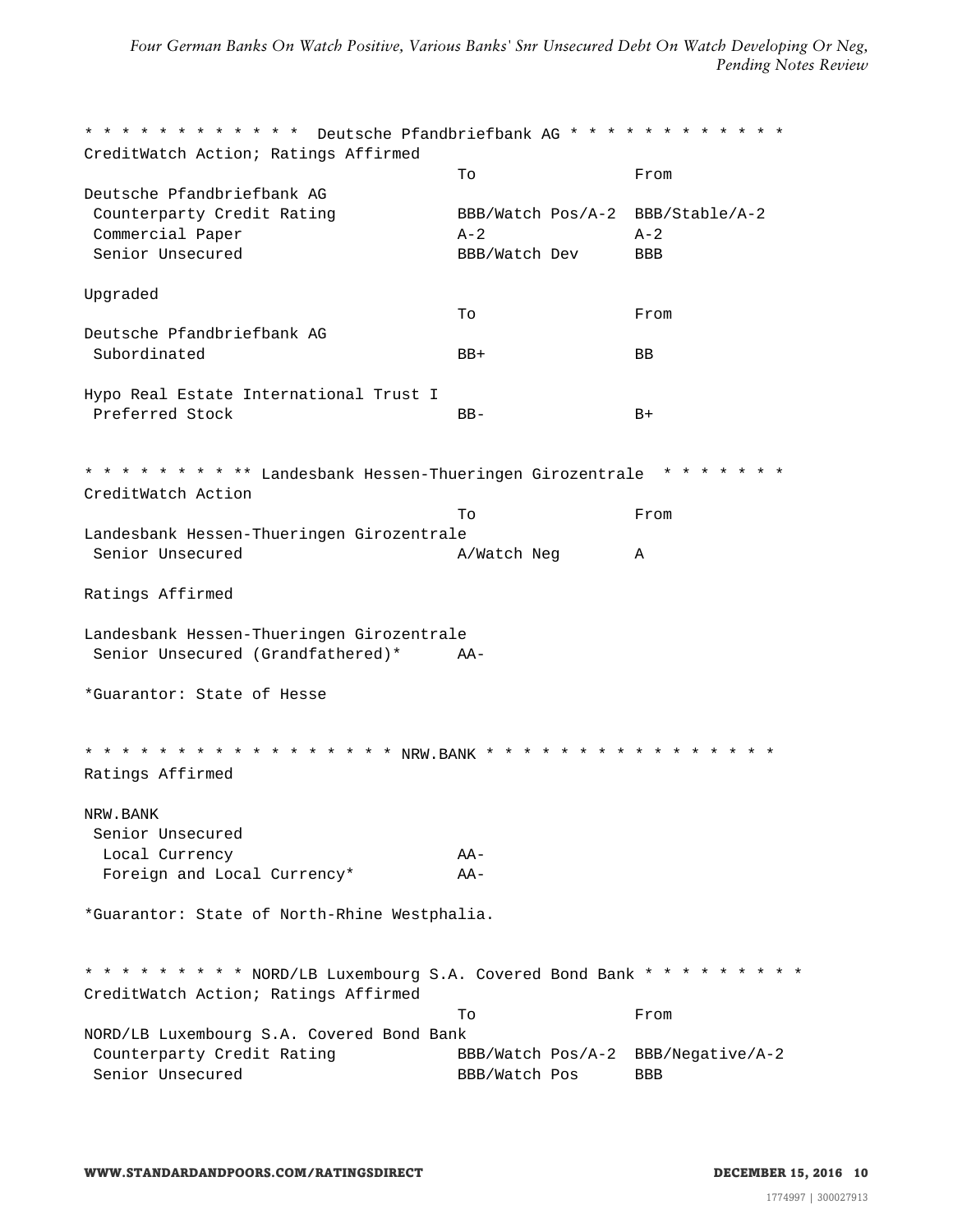* * * * * * * * * * * * Deutsche Pfandbriefbank AG * * * * * * * * * * * *

CreditWatch Action; Ratings Affirmed

| | To | From |
|---|---|---|
| Deutsche Pfandbriefbank AG | | |
| Counterparty Credit Rating | BBB/Watch Pos/A-2 | BBB/Stable/A-2 |
| Commercial Paper | A-2 | A-2 |
| Senior Unsecured | BBB/Watch Dev | BBB |

Upgraded

| | To | From |
|---|---|---|
| Deutsche Pfandbriefbank AG | | |
| Subordinated | BB+ | BB |
| Hypo Real Estate International Trust I | | |
| Preferred Stock | BB- | B+ |

* * * * * * * * ** Landesbank Hessen-Thueringen Girozentrale * * * * * * *

CreditWatch Action

| | To | From |
|---|---|---|
| Landesbank Hessen-Thueringen Girozentrale | | |
| Senior Unsecured | A/Watch Neg | A |

Ratings Affirmed

| | |
|---|---|
| Landesbank Hessen-Thueringen Girozentrale | |
| Senior Unsecured (Grandfathered)* | AA- |

*Guarantor: State of Hesse

* * * * * * * * * * * * * * * * * NRW.BANK * * * * * * * * * * * * * * * *

Ratings Affirmed

| | |
|---|---|
| NRW.BANK | |
| Senior Unsecured | |
| Local Currency | AA- |
| Foreign and Local Currency* | AA- |

*Guarantor: State of North-Rhine Westphalia.

* * * * * * * * * NORD/LB Luxembourg S.A. Covered Bond Bank * * * * * * * * *

CreditWatch Action; Ratings Affirmed

| | To | From |
|---|---|---|
| NORD/LB Luxembourg S.A. Covered Bond Bank | | |
| Counterparty Credit Rating | BBB/Watch Pos/A-2 | BBB/Negative/A-2 |
| Senior Unsecured | BBB/Watch Pos | BBB |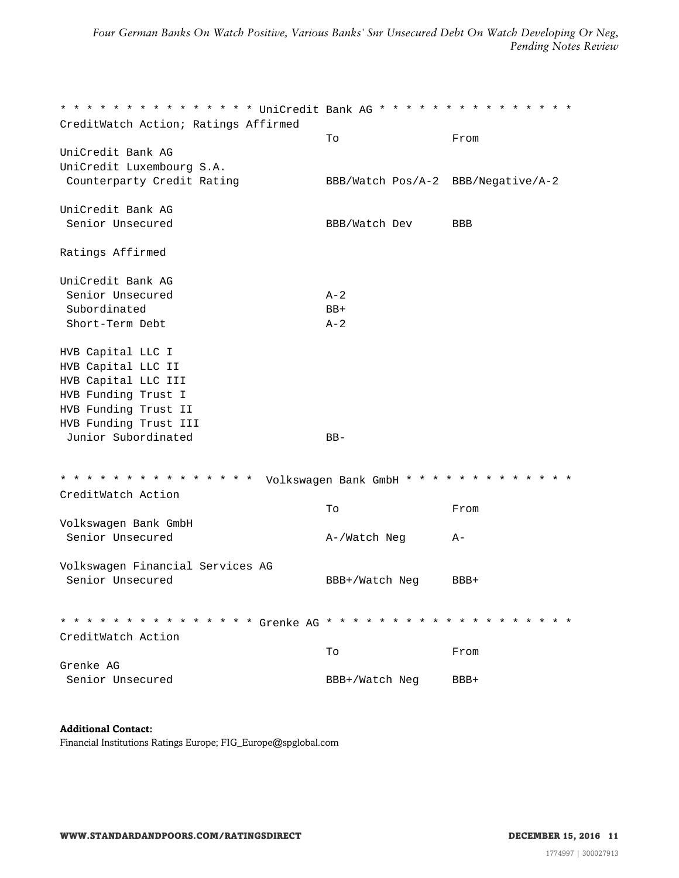\* \* \* \* \* \* \* \* \* \* \* \* \* \* \* UniCredit Bank AG \* \* \* \* \* \* \* \* \* \* \* \* \* \* \*

CreditWatch Action; Ratings Affirmed

| | To | From |
|---|---|---|
| UniCredit Bank AG | | |
| UniCredit Luxembourg S.A. | | |
| Counterparty Credit Rating | BBB/Watch Pos/A-2 | BBB/Negative/A-2 |
| | | |
| UniCredit Bank AG | | |
| Senior Unsecured | BBB/Watch Dev | BBB |

Ratings Affirmed

| | |
|---|---|
| UniCredit Bank AG | |
| Senior Unsecured | A-2 |
| Subordinated | BB+ |
| Short-Term Debt | A-2 |
| | |
| HVB Capital LLC I | |
| HVB Capital LLC II | |
| HVB Capital LLC III | |
| HVB Funding Trust I | |
| HVB Funding Trust II | |
| HVB Funding Trust III | |
| Junior Subordinated | BB- |

\* \* \* \* \* \* \* \* \* \* \* \* \* \* \* Volkswagen Bank GmbH \* \* \* \* \* \* \* \* \* \* \* \* \*

CreditWatch Action

| | To | From |
|---|---|---|
| Volkswagen Bank GmbH | | |
| Senior Unsecured | A-/Watch Neg | A- |
| | | |
| Volkswagen Financial Services AG | | |
| Senior Unsecured | BBB+/Watch Neg | BBB+ |

\* \* \* \* \* \* \* \* \* \* \* \* \* \* \* Grenke AG \* \* \* \* \* \* \* \* \* \* \* \* \* \* \* \* \* \* \*

CreditWatch Action

| | To | From |
|---|---|---|
| Grenke AG | | |
| Senior Unsecured | BBB+/Watch Neg | BBB+ |

**Additional Contact:**

Financial Institutions Ratings Europe; FIG_Europe@spglobal.com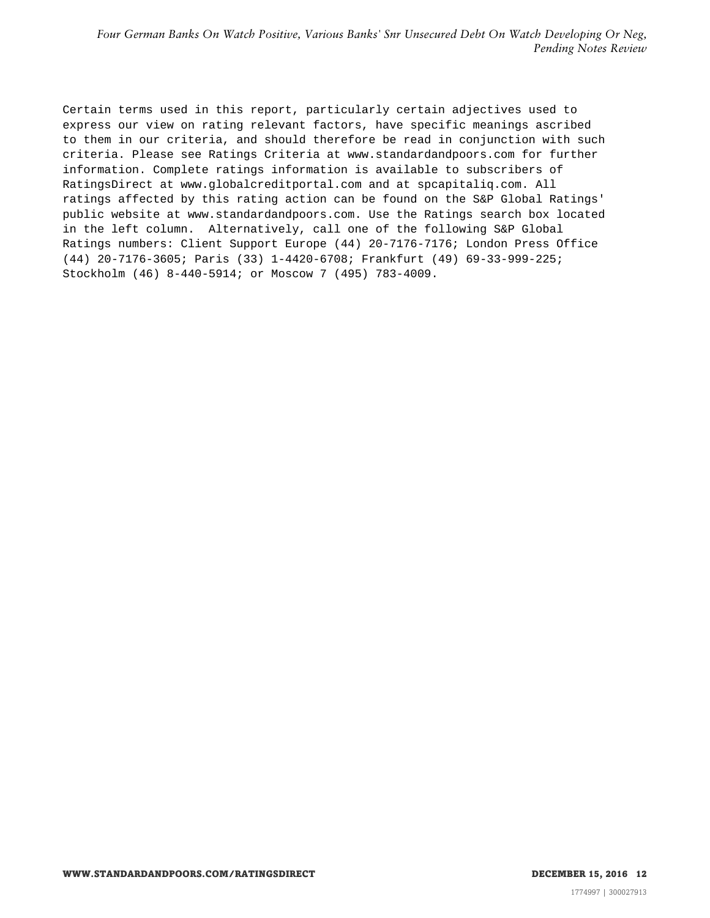Certain terms used in this report, particularly certain adjectives used to express our view on rating relevant factors, have specific meanings ascribed to them in our criteria, and should therefore be read in conjunction with such criteria. Please see Ratings Criteria at www.standardandpoors.com for further information. Complete ratings information is available to subscribers of RatingsDirect at www.globalcreditportal.com and at spcapitaliq.com. All ratings affected by this rating action can be found on the S&P Global Ratings' public website at www.standardandpoors.com. Use the Ratings search box located in the left column. Alternatively, call one of the following S&P Global Ratings numbers: Client Support Europe (44) 20-7176-7176; London Press Office (44) 20-7176-3605; Paris (33) 1-4420-6708; Frankfurt (49) 69-33-999-225; Stockholm (46) 8-440-5914; or Moscow 7 (495) 783-4009.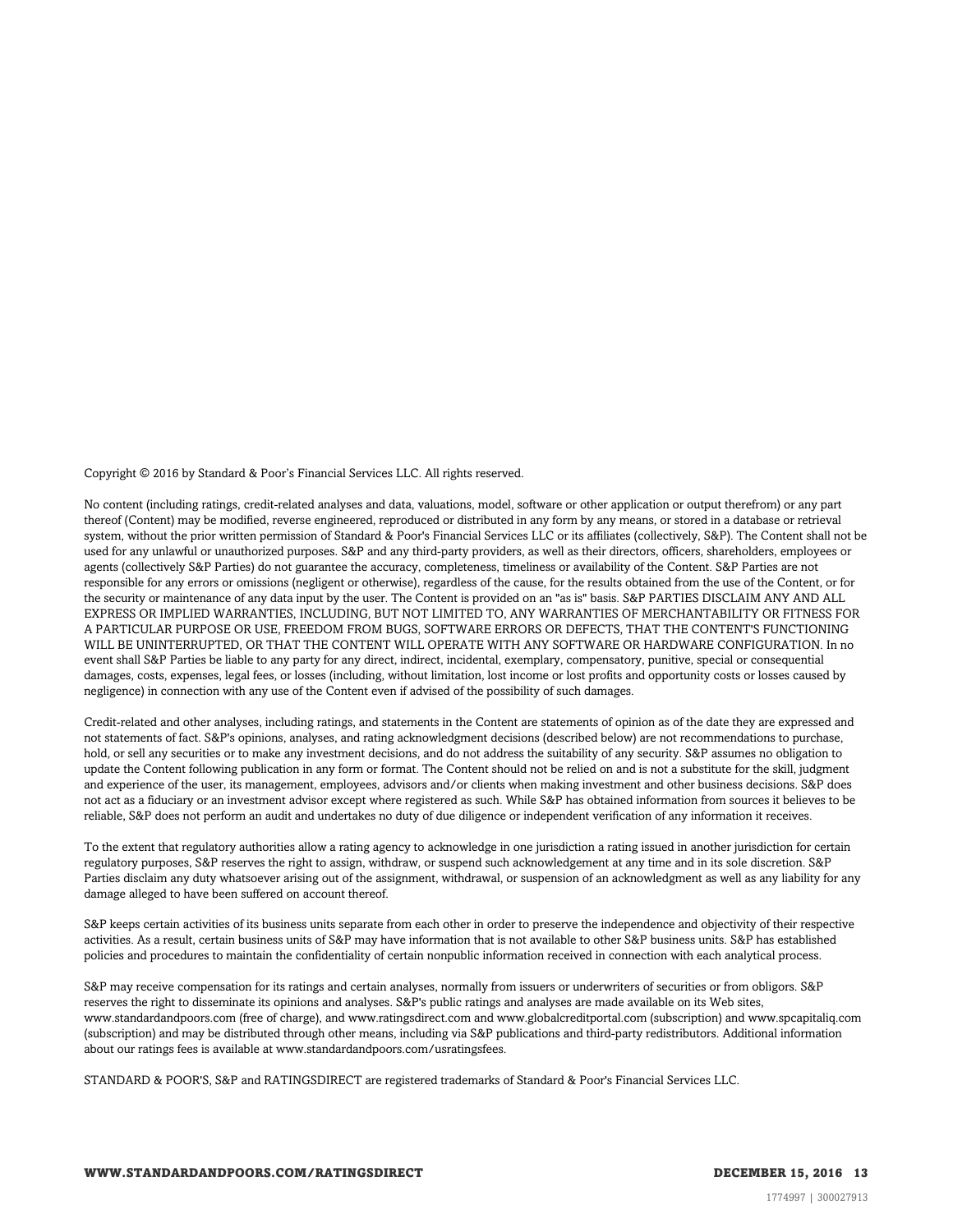Copyright © 2016 by Standard & Poor's Financial Services LLC. All rights reserved.

No content (including ratings, credit-related analyses and data, valuations, model, software or other application or output therefrom) or any part thereof (Content) may be modified, reverse engineered, reproduced or distributed in any form by any means, or stored in a database or retrieval system, without the prior written permission of Standard & Poor's Financial Services LLC or its affiliates (collectively, S&P). The Content shall not be used for any unlawful or unauthorized purposes. S&P and any third-party providers, as well as their directors, officers, shareholders, employees or agents (collectively S&P Parties) do not guarantee the accuracy, completeness, timeliness or availability of the Content. S&P Parties are not responsible for any errors or omissions (negligent or otherwise), regardless of the cause, for the results obtained from the use of the Content, or for the security or maintenance of any data input by the user. The Content is provided on an "as is" basis. S&P PARTIES DISCLAIM ANY AND ALL EXPRESS OR IMPLIED WARRANTIES, INCLUDING, BUT NOT LIMITED TO, ANY WARRANTIES OF MERCHANTABILITY OR FITNESS FOR A PARTICULAR PURPOSE OR USE, FREEDOM FROM BUGS, SOFTWARE ERRORS OR DEFECTS, THAT THE CONTENT'S FUNCTIONING WILL BE UNINTERRUPTED, OR THAT THE CONTENT WILL OPERATE WITH ANY SOFTWARE OR HARDWARE CONFIGURATION. In no event shall S&P Parties be liable to any party for any direct, indirect, incidental, exemplary, compensatory, punitive, special or consequential damages, costs, expenses, legal fees, or losses (including, without limitation, lost income or lost profits and opportunity costs or losses caused by negligence) in connection with any use of the Content even if advised of the possibility of such damages.

Credit-related and other analyses, including ratings, and statements in the Content are statements of opinion as of the date they are expressed and not statements of fact. S&P's opinions, analyses, and rating acknowledgment decisions (described below) are not recommendations to purchase, hold, or sell any securities or to make any investment decisions, and do not address the suitability of any security. S&P assumes no obligation to update the Content following publication in any form or format. The Content should not be relied on and is not a substitute for the skill, judgment and experience of the user, its management, employees, advisors and/or clients when making investment and other business decisions. S&P does not act as a fiduciary or an investment advisor except where registered as such. While S&P has obtained information from sources it believes to be reliable, S&P does not perform an audit and undertakes no duty of due diligence or independent verification of any information it receives.

To the extent that regulatory authorities allow a rating agency to acknowledge in one jurisdiction a rating issued in another jurisdiction for certain regulatory purposes, S&P reserves the right to assign, withdraw, or suspend such acknowledgement at any time and in its sole discretion. S&P Parties disclaim any duty whatsoever arising out of the assignment, withdrawal, or suspension of an acknowledgment as well as any liability for any damage alleged to have been suffered on account thereof.

S&P keeps certain activities of its business units separate from each other in order to preserve the independence and objectivity of their respective activities. As a result, certain business units of S&P may have information that is not available to other S&P business units. S&P has established policies and procedures to maintain the confidentiality of certain nonpublic information received in connection with each analytical process.

S&P may receive compensation for its ratings and certain analyses, normally from issuers or underwriters of securities or from obligors. S&P reserves the right to disseminate its opinions and analyses. S&P's public ratings and analyses are made available on its Web sites, www.standardandpoors.com (free of charge), and www.ratingsdirect.com and www.globalcreditportal.com (subscription) and www.spcapitaliq.com (subscription) and may be distributed through other means, including via S&P publications and third-party redistributors. Additional information about our ratings fees is available at www.standardandpoors.com/usratingsfees.

STANDARD & POOR'S, S&P and RATINGSDIRECT are registered trademarks of Standard & Poor's Financial Services LLC.